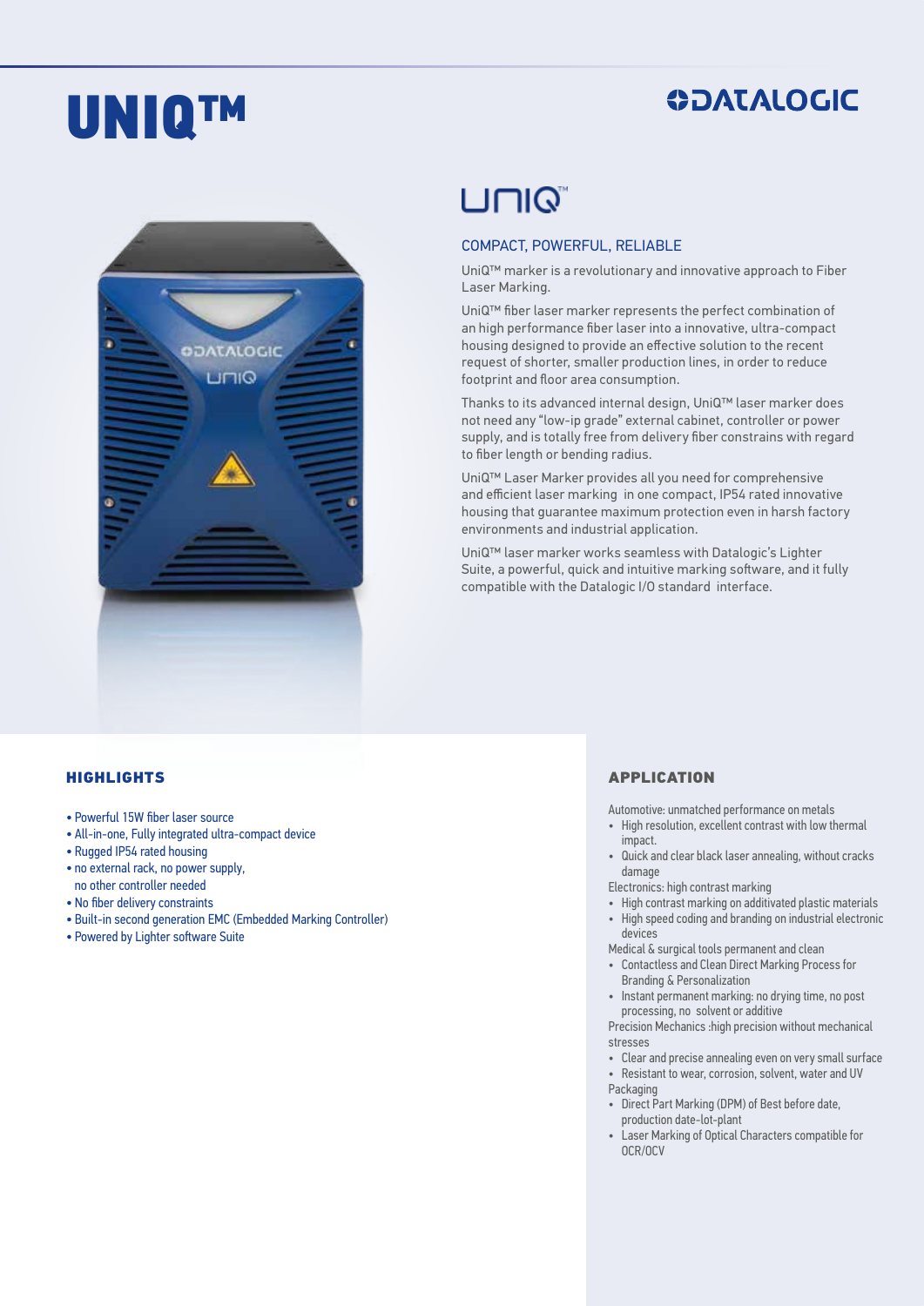# UNIQ™

**DATALOGIC**

## UniQ™

### COMPACT, POWERFUL, RELIABLE

UniQ™ marker is a revolutionary and innovative approach to Fiber Laser Marking.

UniQ™ fiber laser marker represents the perfect combination of an high performance fiber laser into a innovative, ultra-compact housing designed to provide an effective solution to the recent request of shorter, smaller production lines, in order to reduce footprint and floor area consumption.

Thanks to its advanced internal design, UniQ™ laser marker does not need any "low-ip grade" external cabinet, controller or power supply, and is totally free from delivery fiber constrains with regard to fiber length or bending radius.

UniQ™ Laser Marker provides all you need for comprehensive and efficient laser marking in one compact, IP54 rated innovative housing that guarantee maximum protection even in harsh factory environments and industrial application.

UniQ™ laser marker works seamless with Datalogic's Lighter Suite, a powerful, quick and intuitive marking software, and it fully compatible with the Datalogic I/O standard interface.

## HIGHLIGHTS

- Powerful 15W fiber laser source
- All-in-one, Fully integrated ultra-compact device
- Rugged IP54 rated housing
- no external rack, no power supply, no other controller needed
- No fiber delivery constraints
- Built-in second generation EMC (Embedded Marking Controller)
- Powered by Lighter software Suite

## APPLICATION

Automotive: unmatched performance on metals

- High resolution, excellent contrast with low thermal impact.
- Quick and clear black laser annealing, without cracks damage

Electronics: high contrast marking

- High contrast marking on additivated plastic materials
- High speed coding and branding on industrial electronic devices

Medical & surgical tools permanent and clean

- Contactless and Clean Direct Marking Process for Branding & Personalization
- Instant permanent marking: no drying time, no post processing, no solvent or additive

Precision Mechanics :high precision without mechanical stresses

- Clear and precise annealing even on very small surface
- Resistant to wear, corrosion, solvent, water and UV

Packaging

- Direct Part Marking (DPM) of Best before date, production date-lot-plant
- Laser Marking of Optical Characters compatible for OCR/OCV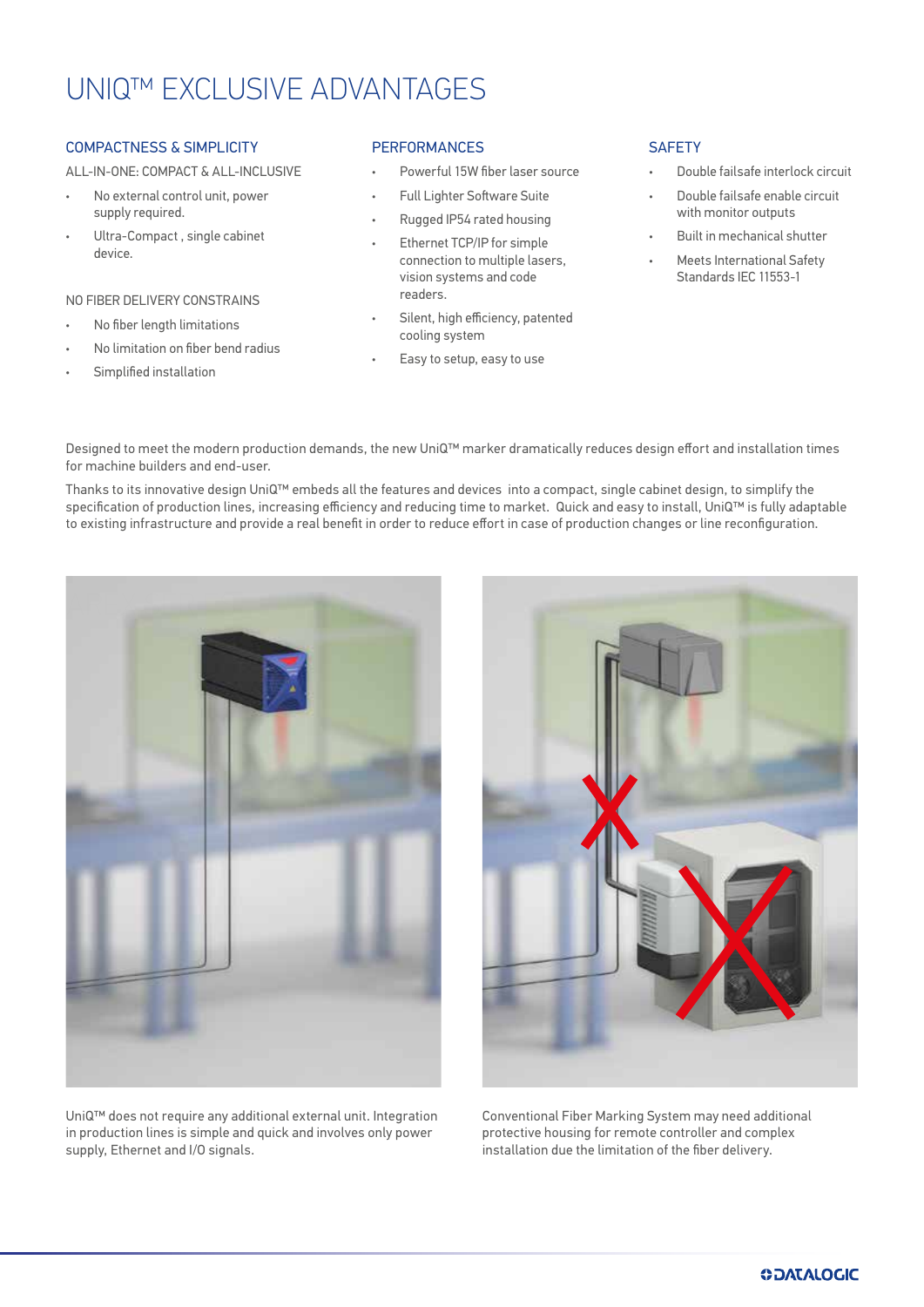# UNIQ™ EXCLUSIVE ADVANTAGES

## COMPACTNESS & SIMPLICITY

ALL-IN-ONE: COMPACT & ALL-INCLUSIVE

- No external control unit, power supply required.
- Ultra-Compact , single cabinet device.

NO FIBER DELIVERY CONSTRAINS

- No fiber length limitations
- No limitation on fiber bend radius
- Simplified installation

## PERFORMANCES

- Powerful 15W fiber laser source
- Full Lighter Software Suite
- Rugged IP54 rated housing
- Ethernet TCP/IP for simple connection to multiple lasers, vision systems and code readers.
- Silent, high efficiency, patented cooling system
- Easy to setup, easy to use

## SAFETY

- Double failsafe interlock circuit
- Double failsafe enable circuit with monitor outputs
- Built in mechanical shutter
- Meets International Safety Standards IEC 11553-1

Designed to meet the modern production demands, the new UniQ™ marker dramatically reduces design effort and installation times for machine builders and end-user.

Thanks to its innovative design UniQ™ embeds all the features and devices into a compact, single cabinet design, to simplify the specification of production lines, increasing efficiency and reducing time to market. Quick and easy to install, UniQ™ is fully adaptable to existing infrastructure and provide a real benefit in order to reduce effort in case of production changes or line reconfiguration.

UniQ™ does not require any additional external unit. Integration in production lines is simple and quick and involves only power supply, Ethernet and I/O signals.

Conventional Fiber Marking System may need additional protective housing for remote controller and complex installation due the limitation of the fiber delivery.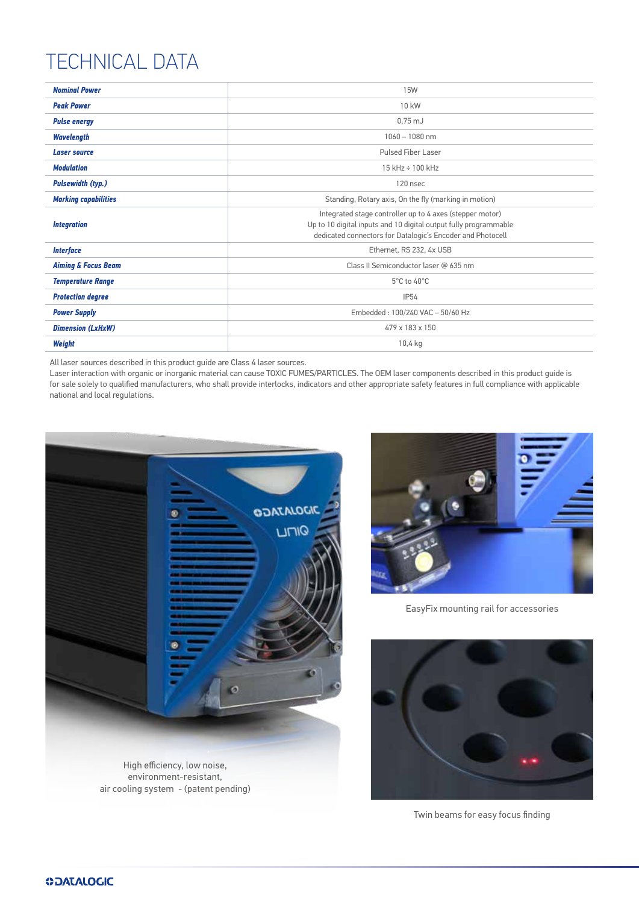# TECHNICAL DATA

| | |
|---|---|
| ***Nominal Power*** | 15W |
| ***Peak Power*** | 10 kW |
| ***Pulse energy*** | 0,75 mJ |
| ***Wavelength*** | 1060 – 1080 nm |
| ***Laser source*** | Pulsed Fiber Laser |
| ***Modulation*** | 15 kHz ÷ 100 kHz |
| ***Pulsewidth (typ.)*** | 120 nsec |
| ***Marking capabilities*** | Standing, Rotary axis, On the fly (marking in motion) |
| ***Integration*** | Integrated stage controller up to 4 axes (stepper motor)<br>Up to 10 digital inputs and 10 digital output fully programmable<br>dedicated connectors for Datalogic's Encoder and Photocell |
| ***Interface*** | Ethernet, RS 232, 4x USB |
| ***Aiming & Focus Beam*** | Class II Semiconductor laser @ 635 nm |
| ***Temperature Range*** | 5°C to 40°C |
| ***Protection degree*** | IP54 |
| ***Power Supply*** | Embedded : 100/240 VAC – 50/60 Hz |
| ***Dimension (LxHxW)*** | 479 x 183 x 150 |
| ***Weight*** | 10,4 kg |

All laser sources described in this product guide are Class 4 laser sources.
Laser interaction with organic or inorganic material can cause TOXIC FUMES/PARTICLES. The OEM laser components described in this product guide is for sale solely to qualified manufacturers, who shall provide interlocks, indicators and other appropriate safety features in full compliance with applicable national and local regulations.

High efficiency, low noise, environment-resistant, air cooling system - (patent pending)

EasyFix mounting rail for accessories

Twin beams for easy focus finding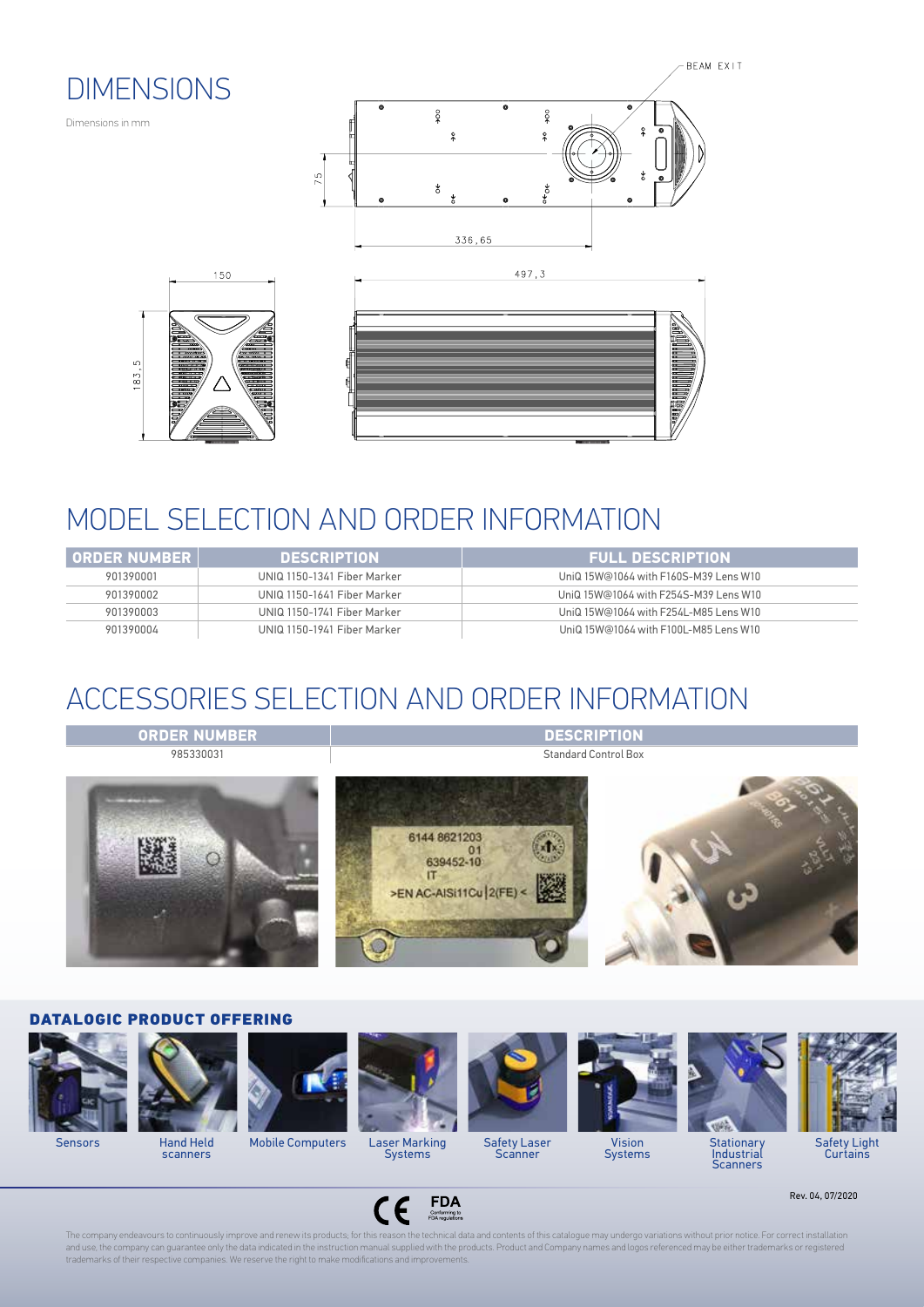# DIMENSIONS

Dimensions in mm

BEAM EXIT

75

336,65

150

497,3

183,5

# MODEL SELECTION AND ORDER INFORMATION

| ORDER NUMBER | DESCRIPTION | FULL DESCRIPTION |
|---|---|---|
| 901390001 | UNIQ 1150-1341 Fiber Marker | UniQ 15W@1064 with F160S-M39 Lens W10 |
| 901390002 | UNIQ 1150-1641 Fiber Marker | UniQ 15W@1064 with F254S-M39 Lens W10 |
| 901390003 | UNIQ 1150-1741 Fiber Marker | UniQ 15W@1064 with F254L-M85 Lens W10 |
| 901390004 | UNIQ 1150-1941 Fiber Marker | UniQ 15W@1064 with F100L-M85 Lens W10 |

# ACCESSORIES SELECTION AND ORDER INFORMATION

| ORDER NUMBER | DESCRIPTION |
|---|---|
| 985330031 | Standard Control Box |

## DATALOGIC PRODUCT OFFERING

Sensors

Hand Held scanners

Mobile Computers

Laser Marking Systems

Safety Laser Scanner

Vision Systems

Stationary Industrial Scanners

Safety Light Curtains

Rev. 04, 07/2020

The company endeavours to continuously improve and renew its products; for this reason the technical data and contents of this catalogue may undergo variations without prior notice. For correct installation and use, the company can guarantee only the data indicated in the instruction manual supplied with the products. Product and Company names and logos referenced may be either trademarks or registered trademarks of their respective companies. We reserve the right to make modifications and improvements.